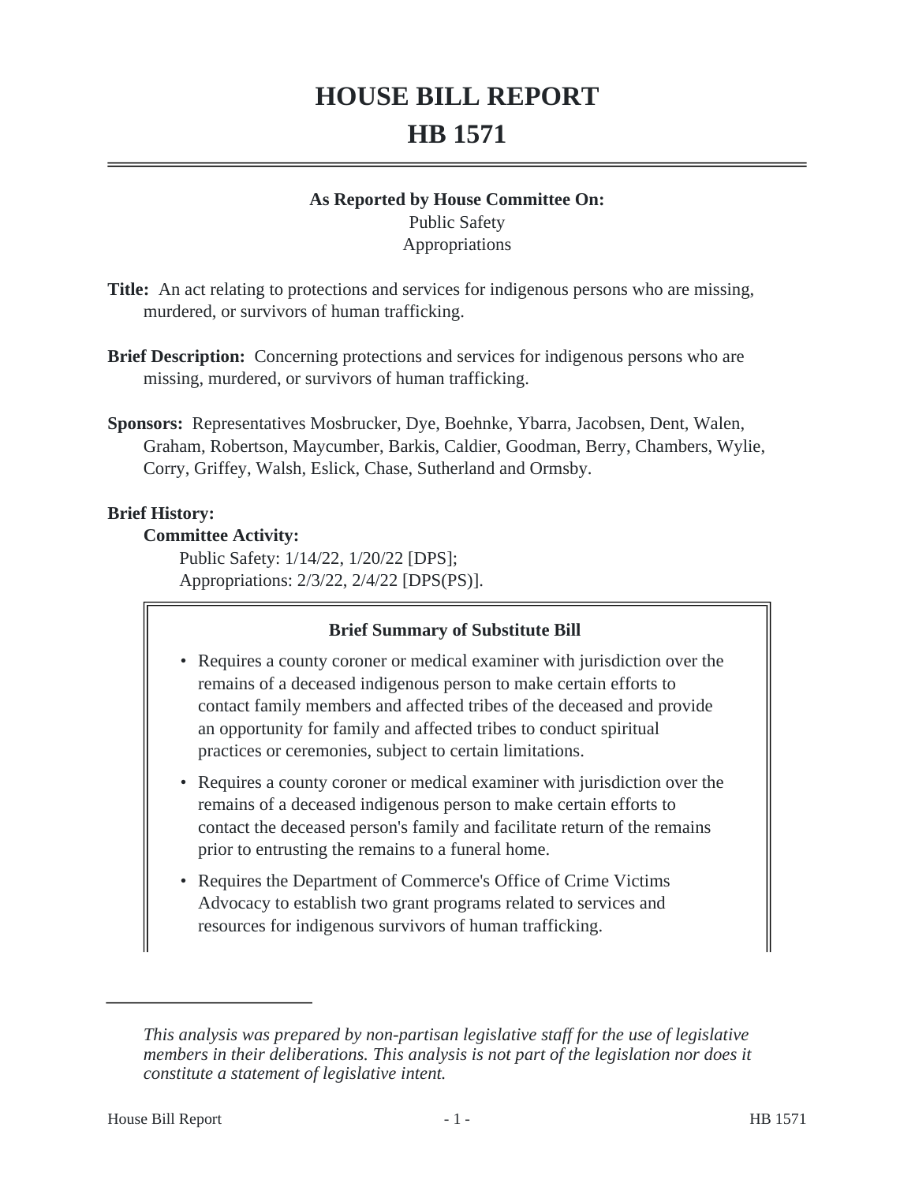# HOUSE BILL REPORT
# HB 1571

**As Reported by House Committee On:**
Public Safety
Appropriations

**Title:** An act relating to protections and services for indigenous persons who are missing, murdered, or survivors of human trafficking.

**Brief Description:** Concerning protections and services for indigenous persons who are missing, murdered, or survivors of human trafficking.

**Sponsors:** Representatives Mosbrucker, Dye, Boehnke, Ybarra, Jacobsen, Dent, Walen, Graham, Robertson, Maycumber, Barkis, Caldier, Goodman, Berry, Chambers, Wylie, Corry, Griffey, Walsh, Eslick, Chase, Sutherland and Ormsby.

**Brief History:**

**Committee Activity:**

Public Safety: 1/14/22, 1/20/22 [DPS];
Appropriations: 2/3/22, 2/4/22 [DPS(PS)].

**Brief Summary of Substitute Bill**

- Requires a county coroner or medical examiner with jurisdiction over the remains of a deceased indigenous person to make certain efforts to contact family members and affected tribes of the deceased and provide an opportunity for family and affected tribes to conduct spiritual practices or ceremonies, subject to certain limitations.
- Requires a county coroner or medical examiner with jurisdiction over the remains of a deceased indigenous person to make certain efforts to contact the deceased person's family and facilitate return of the remains prior to entrusting the remains to a funeral home.
- Requires the Department of Commerce's Office of Crime Victims Advocacy to establish two grant programs related to services and resources for indigenous survivors of human trafficking.

*This analysis was prepared by non-partisan legislative staff for the use of legislative members in their deliberations. This analysis is not part of the legislation nor does it constitute a statement of legislative intent.*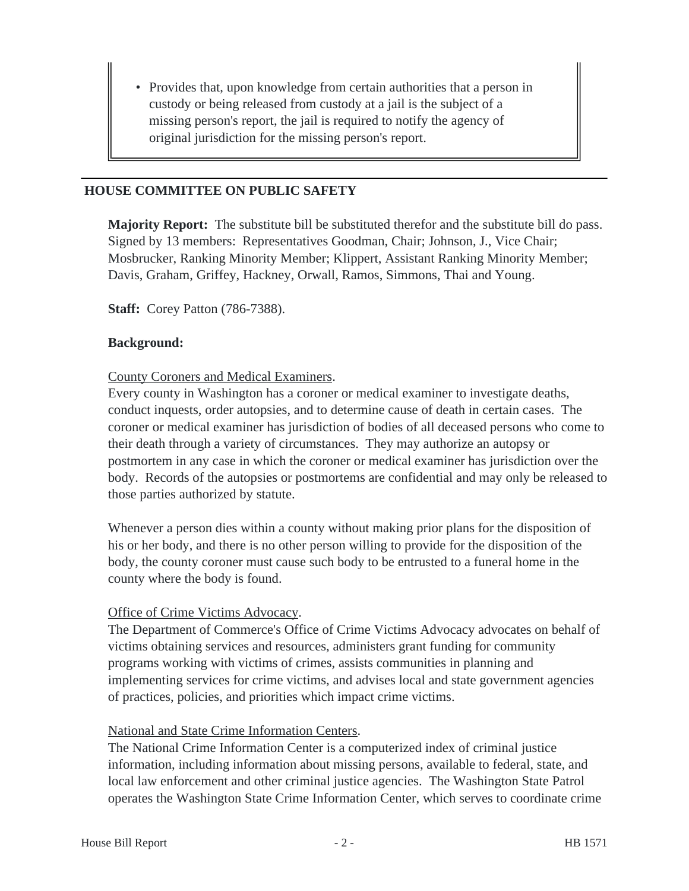- Provides that, upon knowledge from certain authorities that a person in custody or being released from custody at a jail is the subject of a missing person's report, the jail is required to notify the agency of original jurisdiction for the missing person's report.

## HOUSE COMMITTEE ON PUBLIC SAFETY

**Majority Report:** The substitute bill be substituted therefor and the substitute bill do pass. Signed by 13 members: Representatives Goodman, Chair; Johnson, J., Vice Chair; Mosbrucker, Ranking Minority Member; Klippert, Assistant Ranking Minority Member; Davis, Graham, Griffey, Hackney, Orwall, Ramos, Simmons, Thai and Young.

**Staff:** Corey Patton (786-7388).

**Background:**

County Coroners and Medical Examiners.

Every county in Washington has a coroner or medical examiner to investigate deaths, conduct inquests, order autopsies, and to determine cause of death in certain cases. The coroner or medical examiner has jurisdiction of bodies of all deceased persons who come to their death through a variety of circumstances. They may authorize an autopsy or postmortem in any case in which the coroner or medical examiner has jurisdiction over the body. Records of the autopsies or postmortems are confidential and may only be released to those parties authorized by statute.

Whenever a person dies within a county without making prior plans for the disposition of his or her body, and there is no other person willing to provide for the disposition of the body, the county coroner must cause such body to be entrusted to a funeral home in the county where the body is found.

Office of Crime Victims Advocacy.

The Department of Commerce's Office of Crime Victims Advocacy advocates on behalf of victims obtaining services and resources, administers grant funding for community programs working with victims of crimes, assists communities in planning and implementing services for crime victims, and advises local and state government agencies of practices, policies, and priorities which impact crime victims.

National and State Crime Information Centers.

The National Crime Information Center is a computerized index of criminal justice information, including information about missing persons, available to federal, state, and local law enforcement and other criminal justice agencies. The Washington State Patrol operates the Washington State Crime Information Center, which serves to coordinate crime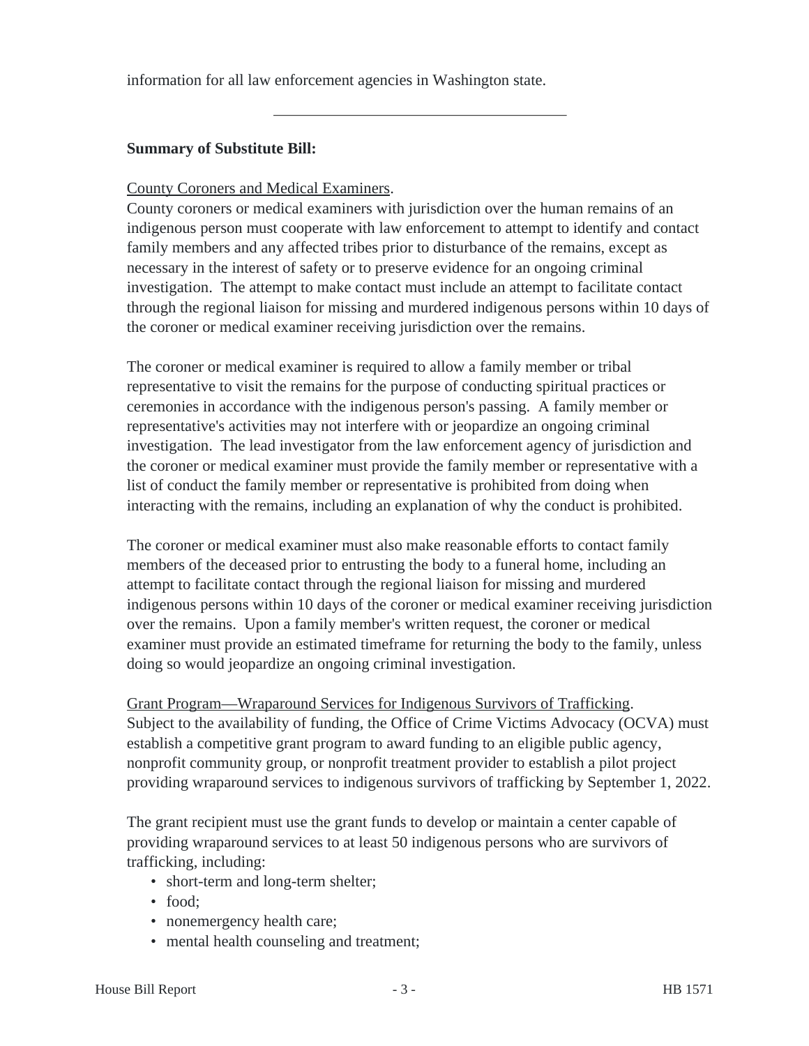information for all law enforcement agencies in Washington state.

---

**Summary of Substitute Bill:**

County Coroners and Medical Examiners.

County coroners or medical examiners with jurisdiction over the human remains of an indigenous person must cooperate with law enforcement to attempt to identify and contact family members and any affected tribes prior to disturbance of the remains, except as necessary in the interest of safety or to preserve evidence for an ongoing criminal investigation. The attempt to make contact must include an attempt to facilitate contact through the regional liaison for missing and murdered indigenous persons within 10 days of the coroner or medical examiner receiving jurisdiction over the remains.

The coroner or medical examiner is required to allow a family member or tribal representative to visit the remains for the purpose of conducting spiritual practices or ceremonies in accordance with the indigenous person's passing. A family member or representative's activities may not interfere with or jeopardize an ongoing criminal investigation. The lead investigator from the law enforcement agency of jurisdiction and the coroner or medical examiner must provide the family member or representative with a list of conduct the family member or representative is prohibited from doing when interacting with the remains, including an explanation of why the conduct is prohibited.

The coroner or medical examiner must also make reasonable efforts to contact family members of the deceased prior to entrusting the body to a funeral home, including an attempt to facilitate contact through the regional liaison for missing and murdered indigenous persons within 10 days of the coroner or medical examiner receiving jurisdiction over the remains. Upon a family member's written request, the coroner or medical examiner must provide an estimated timeframe for returning the body to the family, unless doing so would jeopardize an ongoing criminal investigation.

Grant Program—Wraparound Services for Indigenous Survivors of Trafficking.

Subject to the availability of funding, the Office of Crime Victims Advocacy (OCVA) must establish a competitive grant program to award funding to an eligible public agency, nonprofit community group, or nonprofit treatment provider to establish a pilot project providing wraparound services to indigenous survivors of trafficking by September 1, 2022.

The grant recipient must use the grant funds to develop or maintain a center capable of providing wraparound services to at least 50 indigenous persons who are survivors of trafficking, including:

- short-term and long-term shelter;
- food;
- nonemergency health care;
- mental health counseling and treatment;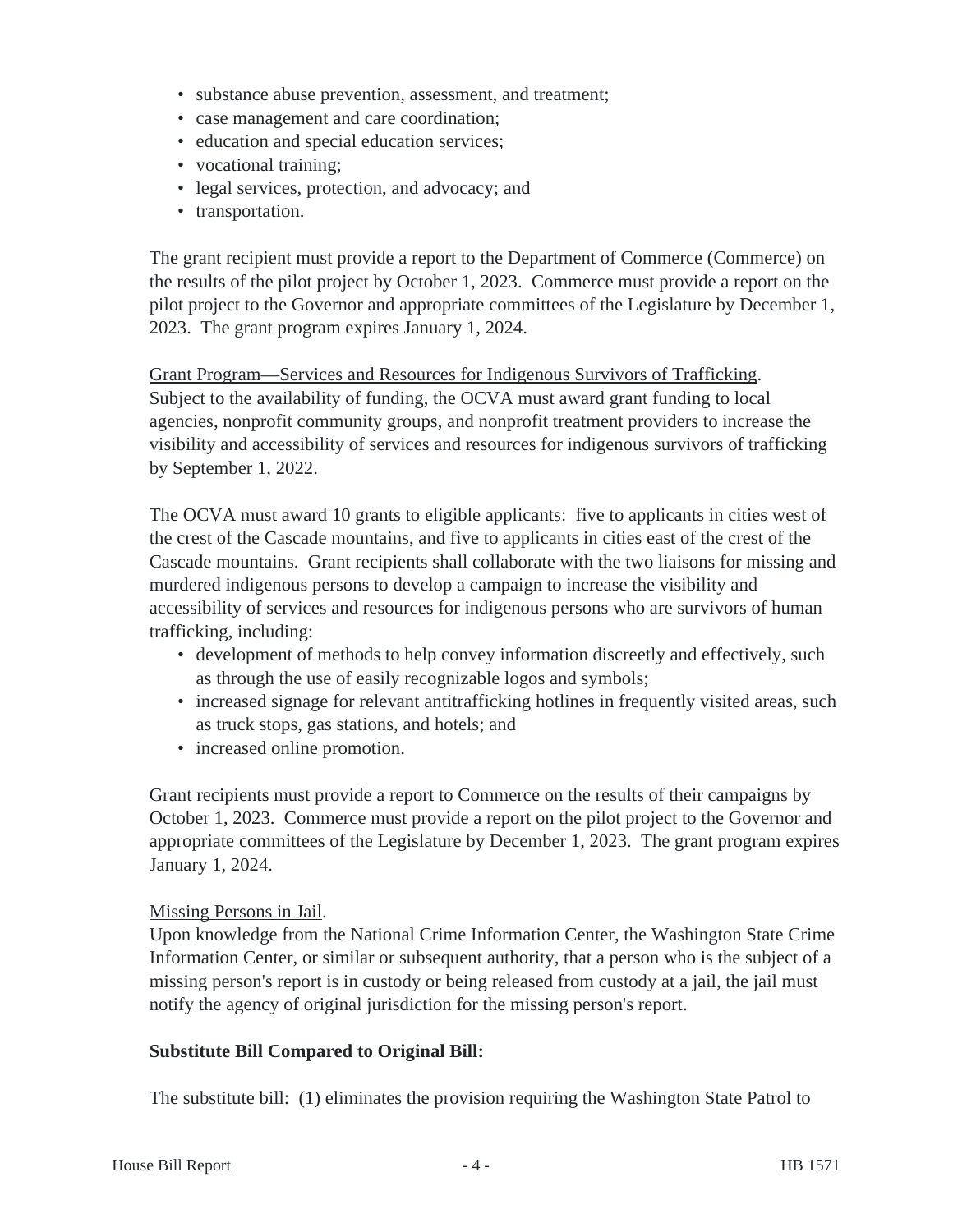- substance abuse prevention, assessment, and treatment;
- case management and care coordination;
- education and special education services;
- vocational training;
- legal services, protection, and advocacy; and
- transportation.

The grant recipient must provide a report to the Department of Commerce (Commerce) on the results of the pilot project by October 1, 2023. Commerce must provide a report on the pilot project to the Governor and appropriate committees of the Legislature by December 1, 2023. The grant program expires January 1, 2024.

Grant Program—Services and Resources for Indigenous Survivors of Trafficking.
Subject to the availability of funding, the OCVA must award grant funding to local agencies, nonprofit community groups, and nonprofit treatment providers to increase the visibility and accessibility of services and resources for indigenous survivors of trafficking by September 1, 2022.

The OCVA must award 10 grants to eligible applicants: five to applicants in cities west of the crest of the Cascade mountains, and five to applicants in cities east of the crest of the Cascade mountains. Grant recipients shall collaborate with the two liaisons for missing and murdered indigenous persons to develop a campaign to increase the visibility and accessibility of services and resources for indigenous persons who are survivors of human trafficking, including:

- development of methods to help convey information discreetly and effectively, such as through the use of easily recognizable logos and symbols;
- increased signage for relevant antitrafficking hotlines in frequently visited areas, such as truck stops, gas stations, and hotels; and
- increased online promotion.

Grant recipients must provide a report to Commerce on the results of their campaigns by October 1, 2023. Commerce must provide a report on the pilot project to the Governor and appropriate committees of the Legislature by December 1, 2023. The grant program expires January 1, 2024.

Missing Persons in Jail.
Upon knowledge from the National Crime Information Center, the Washington State Crime Information Center, or similar or subsequent authority, that a person who is the subject of a missing person's report is in custody or being released from custody at a jail, the jail must notify the agency of original jurisdiction for the missing person's report.

**Substitute Bill Compared to Original Bill:**

The substitute bill: (1) eliminates the provision requiring the Washington State Patrol to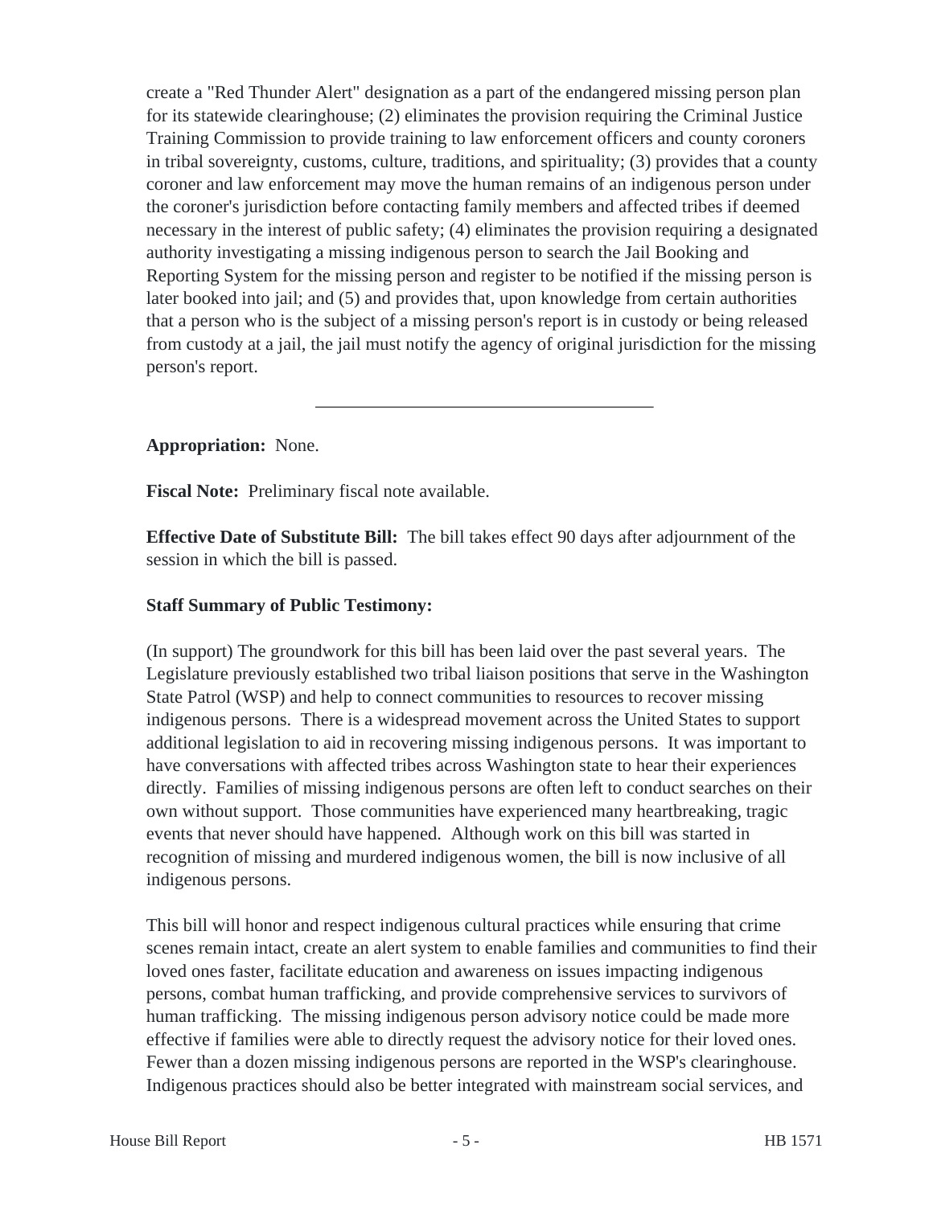create a "Red Thunder Alert" designation as a part of the endangered missing person plan for its statewide clearinghouse; (2) eliminates the provision requiring the Criminal Justice Training Commission to provide training to law enforcement officers and county coroners in tribal sovereignty, customs, culture, traditions, and spirituality; (3) provides that a county coroner and law enforcement may move the human remains of an indigenous person under the coroner's jurisdiction before contacting family members and affected tribes if deemed necessary in the interest of public safety; (4) eliminates the provision requiring a designated authority investigating a missing indigenous person to search the Jail Booking and Reporting System for the missing person and register to be notified if the missing person is later booked into jail; and (5) and provides that, upon knowledge from certain authorities that a person who is the subject of a missing person's report is in custody or being released from custody at a jail, the jail must notify the agency of original jurisdiction for the missing person's report.

---

**Appropriation:** None.

**Fiscal Note:** Preliminary fiscal note available.

**Effective Date of Substitute Bill:** The bill takes effect 90 days after adjournment of the session in which the bill is passed.

**Staff Summary of Public Testimony:**

(In support) The groundwork for this bill has been laid over the past several years. The Legislature previously established two tribal liaison positions that serve in the Washington State Patrol (WSP) and help to connect communities to resources to recover missing indigenous persons. There is a widespread movement across the United States to support additional legislation to aid in recovering missing indigenous persons. It was important to have conversations with affected tribes across Washington state to hear their experiences directly. Families of missing indigenous persons are often left to conduct searches on their own without support. Those communities have experienced many heartbreaking, tragic events that never should have happened. Although work on this bill was started in recognition of missing and murdered indigenous women, the bill is now inclusive of all indigenous persons.

This bill will honor and respect indigenous cultural practices while ensuring that crime scenes remain intact, create an alert system to enable families and communities to find their loved ones faster, facilitate education and awareness on issues impacting indigenous persons, combat human trafficking, and provide comprehensive services to survivors of human trafficking. The missing indigenous person advisory notice could be made more effective if families were able to directly request the advisory notice for their loved ones. Fewer than a dozen missing indigenous persons are reported in the WSP's clearinghouse. Indigenous practices should also be better integrated with mainstream social services, and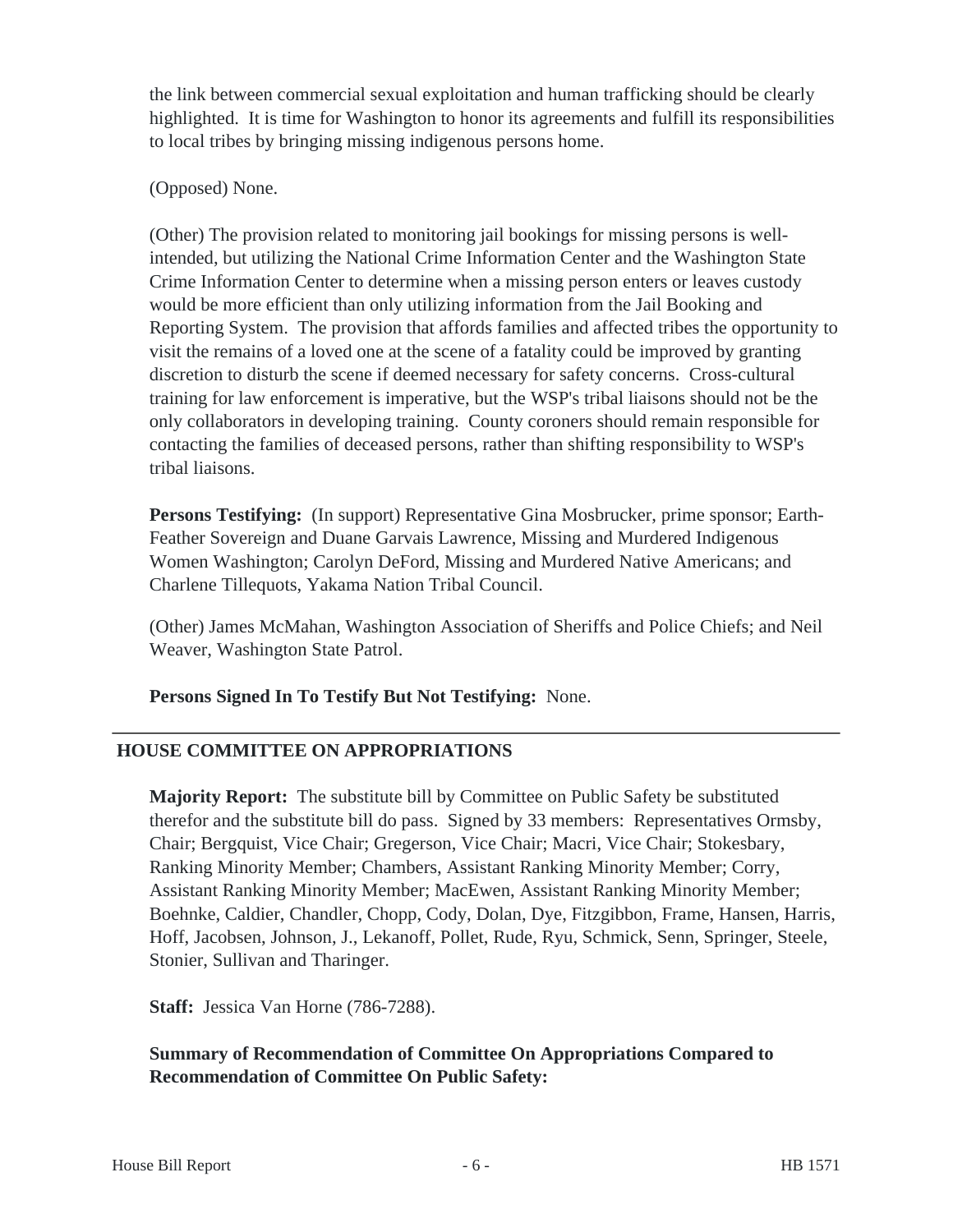the link between commercial sexual exploitation and human trafficking should be clearly highlighted. It is time for Washington to honor its agreements and fulfill its responsibilities to local tribes by bringing missing indigenous persons home.

(Opposed) None.

(Other) The provision related to monitoring jail bookings for missing persons is well-intended, but utilizing the National Crime Information Center and the Washington State Crime Information Center to determine when a missing person enters or leaves custody would be more efficient than only utilizing information from the Jail Booking and Reporting System. The provision that affords families and affected tribes the opportunity to visit the remains of a loved one at the scene of a fatality could be improved by granting discretion to disturb the scene if deemed necessary for safety concerns. Cross-cultural training for law enforcement is imperative, but the WSP's tribal liaisons should not be the only collaborators in developing training. County coroners should remain responsible for contacting the families of deceased persons, rather than shifting responsibility to WSP's tribal liaisons.

**Persons Testifying:** (In support) Representative Gina Mosbrucker, prime sponsor; Earth-Feather Sovereign and Duane Garvais Lawrence, Missing and Murdered Indigenous Women Washington; Carolyn DeFord, Missing and Murdered Native Americans; and Charlene Tillequots, Yakama Nation Tribal Council.

(Other) James McMahan, Washington Association of Sheriffs and Police Chiefs; and Neil Weaver, Washington State Patrol.

**Persons Signed In To Testify But Not Testifying:** None.

---

## HOUSE COMMITTEE ON APPROPRIATIONS

**Majority Report:** The substitute bill by Committee on Public Safety be substituted therefor and the substitute bill do pass. Signed by 33 members: Representatives Ormsby, Chair; Bergquist, Vice Chair; Gregerson, Vice Chair; Macri, Vice Chair; Stokesbary, Ranking Minority Member; Chambers, Assistant Ranking Minority Member; Corry, Assistant Ranking Minority Member; MacEwen, Assistant Ranking Minority Member; Boehnke, Caldier, Chandler, Chopp, Cody, Dolan, Dye, Fitzgibbon, Frame, Hansen, Harris, Hoff, Jacobsen, Johnson, J., Lekanoff, Pollet, Rude, Ryu, Schmick, Senn, Springer, Steele, Stonier, Sullivan and Tharinger.

**Staff:** Jessica Van Horne (786-7288).

**Summary of Recommendation of Committee On Appropriations Compared to Recommendation of Committee On Public Safety:**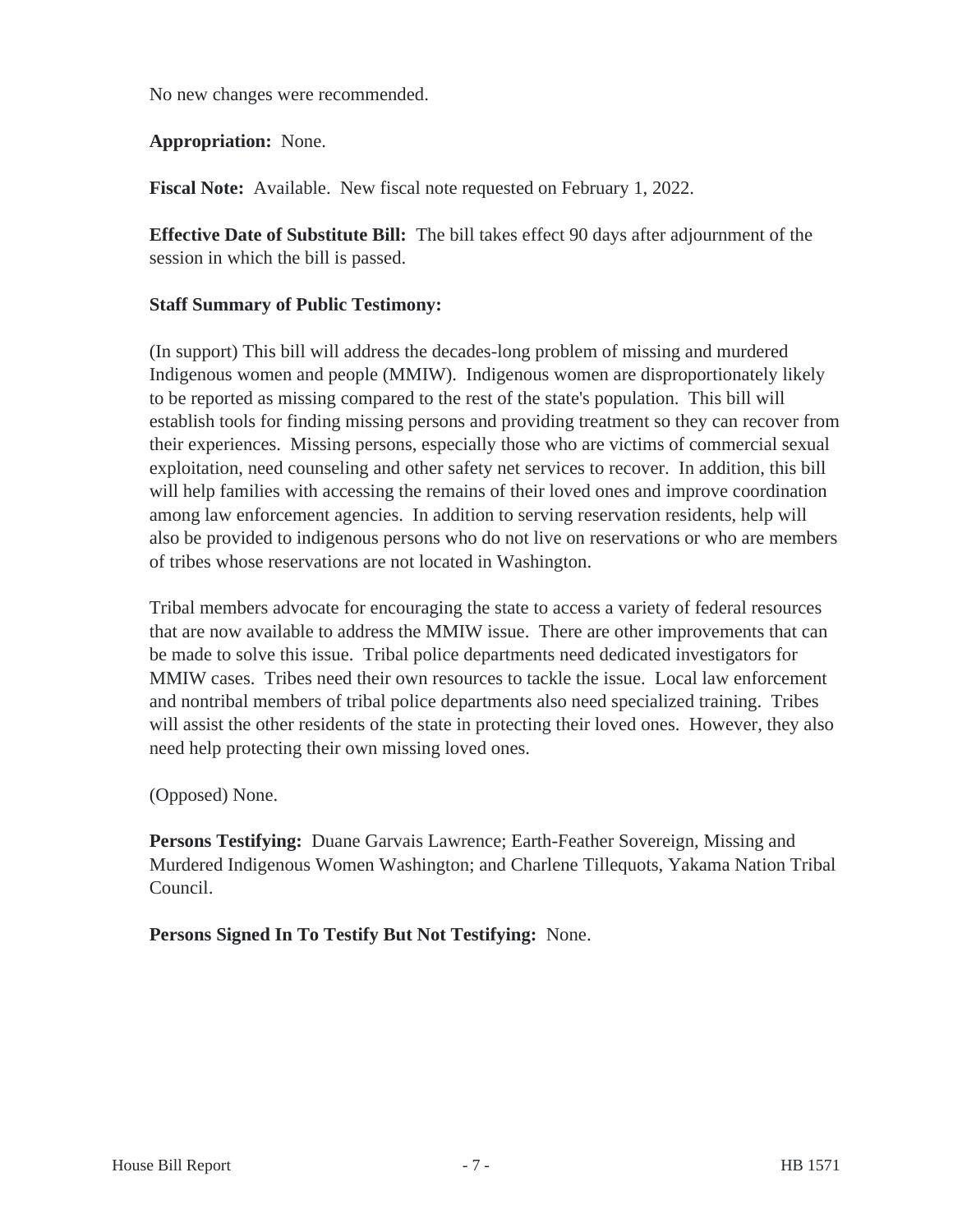No new changes were recommended.

**Appropriation:** None.

**Fiscal Note:** Available. New fiscal note requested on February 1, 2022.

**Effective Date of Substitute Bill:** The bill takes effect 90 days after adjournment of the session in which the bill is passed.

**Staff Summary of Public Testimony:**

(In support) This bill will address the decades-long problem of missing and murdered Indigenous women and people (MMIW). Indigenous women are disproportionately likely to be reported as missing compared to the rest of the state's population. This bill will establish tools for finding missing persons and providing treatment so they can recover from their experiences. Missing persons, especially those who are victims of commercial sexual exploitation, need counseling and other safety net services to recover. In addition, this bill will help families with accessing the remains of their loved ones and improve coordination among law enforcement agencies. In addition to serving reservation residents, help will also be provided to indigenous persons who do not live on reservations or who are members of tribes whose reservations are not located in Washington.

Tribal members advocate for encouraging the state to access a variety of federal resources that are now available to address the MMIW issue. There are other improvements that can be made to solve this issue. Tribal police departments need dedicated investigators for MMIW cases. Tribes need their own resources to tackle the issue. Local law enforcement and nontribal members of tribal police departments also need specialized training. Tribes will assist the other residents of the state in protecting their loved ones. However, they also need help protecting their own missing loved ones.

(Opposed) None.

**Persons Testifying:** Duane Garvais Lawrence; Earth-Feather Sovereign, Missing and Murdered Indigenous Women Washington; and Charlene Tillequots, Yakama Nation Tribal Council.

**Persons Signed In To Testify But Not Testifying:** None.